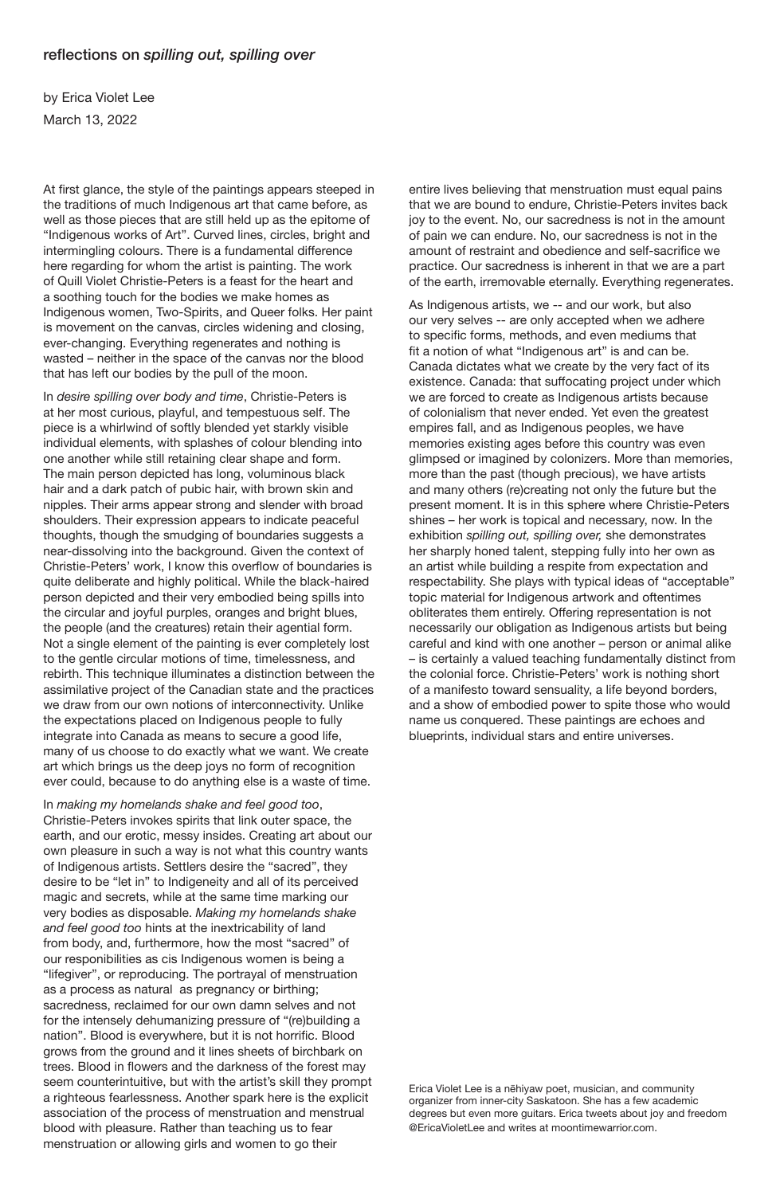## reflections on *spilling out, spilling over*

by Erica Violet Lee

March 13, 2022

At first glance, the style of the paintings appears steeped in the traditions of much Indigenous art that came before, as well as those pieces that are still held up as the epitome of "Indigenous works of Art". Curved lines, circles, bright and intermingling colours. There is a fundamental difference here regarding for whom the artist is painting. The work of Quill Violet Christie-Peters is a feast for the heart and a soothing touch for the bodies we make homes as Indigenous women, Two-Spirits, and Queer folks. Her paint is movement on the canvas, circles widening and closing, ever-changing. Everything regenerates and nothing is wasted – neither in the space of the canvas nor the blood that has left our bodies by the pull of the moon.

In *desire spilling over body and time*, Christie-Peters is at her most curious, playful, and tempestuous self. The piece is a whirlwind of softly blended yet starkly visible individual elements, with splashes of colour blending into one another while still retaining clear shape and form. The main person depicted has long, voluminous black hair and a dark patch of pubic hair, with brown skin and nipples. Their arms appear strong and slender with broad shoulders. Their expression appears to indicate peaceful thoughts, though the smudging of boundaries suggests a near-dissolving into the background. Given the context of Christie-Peters' work, I know this overflow of boundaries is quite deliberate and highly political. While the black-haired person depicted and their very embodied being spills into the circular and joyful purples, oranges and bright blues, the people (and the creatures) retain their agential form. Not a single element of the painting is ever completely lost to the gentle circular motions of time, timelessness, and rebirth. This technique illuminates a distinction between the assimilative project of the Canadian state and the practices we draw from our own notions of interconnectivity. Unlike the expectations placed on Indigenous people to fully integrate into Canada as means to secure a good life, many of us choose to do exactly what we want. We create art which brings us the deep joys no form of recognition ever could, because to do anything else is a waste of time.

In *making my homelands shake and feel good too*, Christie-Peters invokes spirits that link outer space, the earth, and our erotic, messy insides. Creating art about our own pleasure in such a way is not what this country wants of Indigenous artists. Settlers desire the "sacred", they desire to be "let in" to Indigeneity and all of its perceived magic and secrets, while at the same time marking our very bodies as disposable. *Making my homelands shake and feel good too* hints at the inextricability of land from body, and, furthermore, how the most "sacred" of our responibilities as cis Indigenous women is being a "lifegiver", or reproducing. The portrayal of menstruation as a process as natural as pregnancy or birthing; sacredness, reclaimed for our own damn selves and not for the intensely dehumanizing pressure of "(re)building a nation". Blood is everywhere, but it is not horrific. Blood grows from the ground and it lines sheets of birchbark on trees. Blood in flowers and the darkness of the forest may seem counterintuitive, but with the artist's skill they prompt a righteous fearlessness. Another spark here is the explicit association of the process of menstruation and menstrual blood with pleasure. Rather than teaching us to fear menstruation or allowing girls and women to go their entire lives believing that menstruation must equal pains that we are bound to endure, Christie-Peters invites back joy to the event. No, our sacredness is not in the amount of pain we can endure. No, our sacredness is not in the amount of restraint and obedience and self-sacrifice we practice. Our sacredness is inherent in that we are a part of the earth, irremovable eternally. Everything regenerates.

As Indigenous artists, we -- and our work, but also our very selves -- are only accepted when we adhere to specific forms, methods, and even mediums that fit a notion of what "Indigenous art" is and can be. Canada dictates what we create by the very fact of its existence. Canada: that suffocating project under which we are forced to create as Indigenous artists because of colonialism that never ended. Yet even the greatest empires fall, and as Indigenous peoples, we have memories existing ages before this country was even glimpsed or imagined by colonizers. More than memories, more than the past (though precious), we have artists and many others (re)creating not only the future but the present moment. It is in this sphere where Christie-Peters shines – her work is topical and necessary, now. In the exhibition *spilling out, spilling over,* she demonstrates her sharply honed talent, stepping fully into her own as an artist while building a respite from expectation and respectability. She plays with typical ideas of "acceptable" topic material for Indigenous artwork and oftentimes obliterates them entirely. Offering representation is not necessarily our obligation as Indigenous artists but being careful and kind with one another – person or animal alike – is certainly a valued teaching fundamentally distinct from the colonial force. Christie-Peters' work is nothing short of a manifesto toward sensuality, a life beyond borders, and a show of embodied power to spite those who would name us conquered. These paintings are echoes and blueprints, individual stars and entire universes.

Erica Violet Lee is a nēhiyaw poet, musician, and community organizer from inner-city Saskatoon. She has a few academic degrees but even more guitars. Erica tweets about joy and freedom @EricaVioletLee and writes at moontimewarrior.com.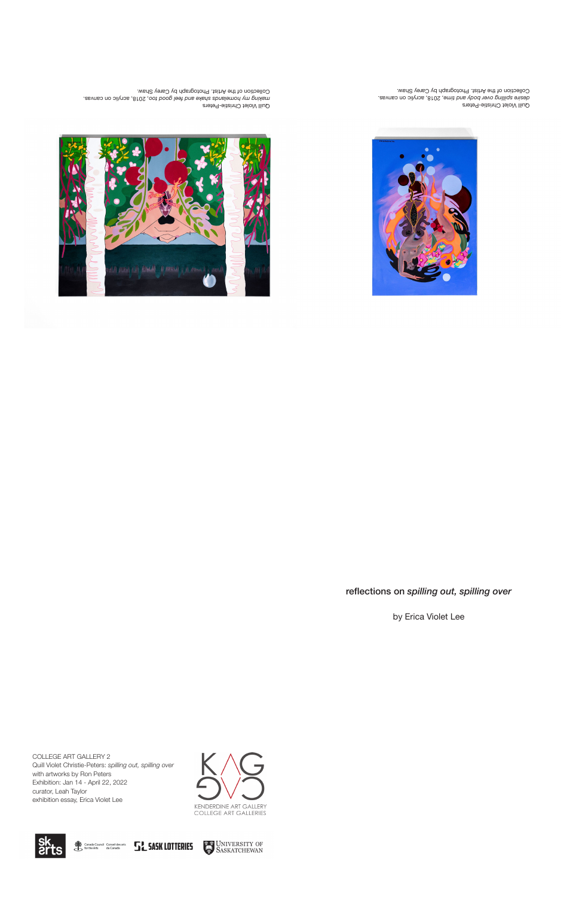Quill Violet Christie-Peters
*making my homelands shake and feel good too*, 2018, acrylic on canvas.
Collection of the Artist. Photograph by Carey Shaw.

Quill Violet Christie-Peters
*desire spilling over body and time*, 2018, acrylic on canvas.
Collection of the Artist. Photograph by Carey Shaw.

**reflections on *spilling out, spilling over***

by Erica Violet Lee

COLLEGE ART GALLERY 2
Quill Violet Christie-Peters: *spilling out, spilling over*
with artworks by Ron Peters
Exhibition: Jan 14 - April 22, 2022
curator, Leah Taylor
exhibition essay, Erica Violet Lee

KENDERDINE ART GALLERY
COLLEGE ART GALLERIES

sk arts
Canada Council for the Arts / Conseil des arts du Canada
SASK LOTTERIES
UNIVERSITY OF SASKATCHEWAN